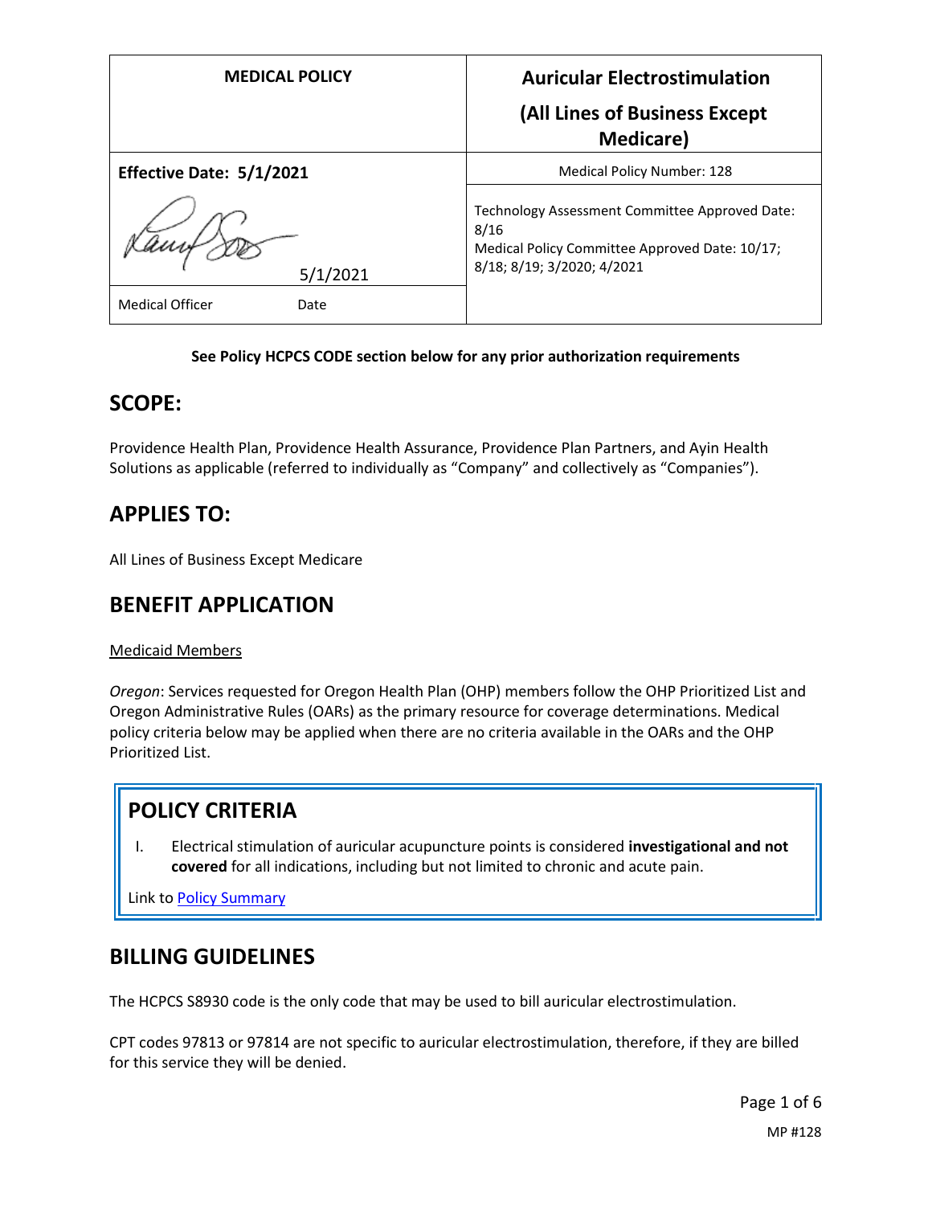| MEDICAL POLICY | Auricular Electrostimulation (All Lines of Business Except Medicare) |
|---|---|
| **Effective Date: 5/1/2021** | Medical Policy Number: 128 |
| 5/1/2021 | Technology Assessment Committee Approved Date: 8/16<br>Medical Policy Committee Approved Date: 10/17; 8/18; 8/19; 3/2020; 4/2021 |
| Medical Officer Date | |

**See Policy HCPCS CODE section below for any prior authorization requirements**

## SCOPE:

Providence Health Plan, Providence Health Assurance, Providence Plan Partners, and Ayin Health Solutions as applicable (referred to individually as "Company" and collectively as "Companies").

## APPLIES TO:

All Lines of Business Except Medicare

## BENEFIT APPLICATION

Medicaid Members

*Oregon*: Services requested for Oregon Health Plan (OHP) members follow the OHP Prioritized List and Oregon Administrative Rules (OARs) as the primary resource for coverage determinations. Medical policy criteria below may be applied when there are no criteria available in the OARs and the OHP Prioritized List.

## POLICY CRITERIA

I. Electrical stimulation of auricular acupuncture points is considered **investigational and not covered** for all indications, including but not limited to chronic and acute pain.

Link to Policy Summary

## BILLING GUIDELINES

The HCPCS S8930 code is the only code that may be used to bill auricular electrostimulation.

CPT codes 97813 or 97814 are not specific to auricular electrostimulation, therefore, if they are billed for this service they will be denied.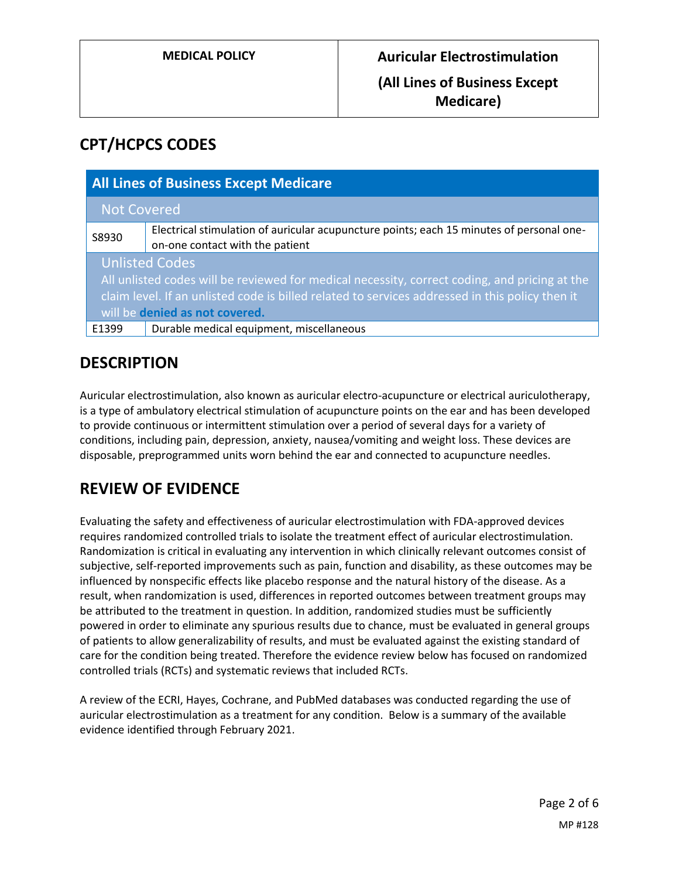## CPT/HCPCS CODES

| All Lines of Business Except Medicare | |
|---|---|
| **Not Covered** | |
| S8930 | Electrical stimulation of auricular acupuncture points; each 15 minutes of personal one-on-one contact with the patient |
| **Unlisted Codes**<br>All unlisted codes will be reviewed for medical necessity, correct coding, and pricing at the claim level. If an unlisted code is billed related to services addressed in this policy then it will be **denied as not covered.** | |
| E1399 | Durable medical equipment, miscellaneous |

## DESCRIPTION

Auricular electrostimulation, also known as auricular electro-acupuncture or electrical auriculotherapy, is a type of ambulatory electrical stimulation of acupuncture points on the ear and has been developed to provide continuous or intermittent stimulation over a period of several days for a variety of conditions, including pain, depression, anxiety, nausea/vomiting and weight loss. These devices are disposable, preprogrammed units worn behind the ear and connected to acupuncture needles.

## REVIEW OF EVIDENCE

Evaluating the safety and effectiveness of auricular electrostimulation with FDA-approved devices requires randomized controlled trials to isolate the treatment effect of auricular electrostimulation. Randomization is critical in evaluating any intervention in which clinically relevant outcomes consist of subjective, self-reported improvements such as pain, function and disability, as these outcomes may be influenced by nonspecific effects like placebo response and the natural history of the disease. As a result, when randomization is used, differences in reported outcomes between treatment groups may be attributed to the treatment in question. In addition, randomized studies must be sufficiently powered in order to eliminate any spurious results due to chance, must be evaluated in general groups of patients to allow generalizability of results, and must be evaluated against the existing standard of care for the condition being treated. Therefore the evidence review below has focused on randomized controlled trials (RCTs) and systematic reviews that included RCTs.

A review of the ECRI, Hayes, Cochrane, and PubMed databases was conducted regarding the use of auricular electrostimulation as a treatment for any condition. Below is a summary of the available evidence identified through February 2021.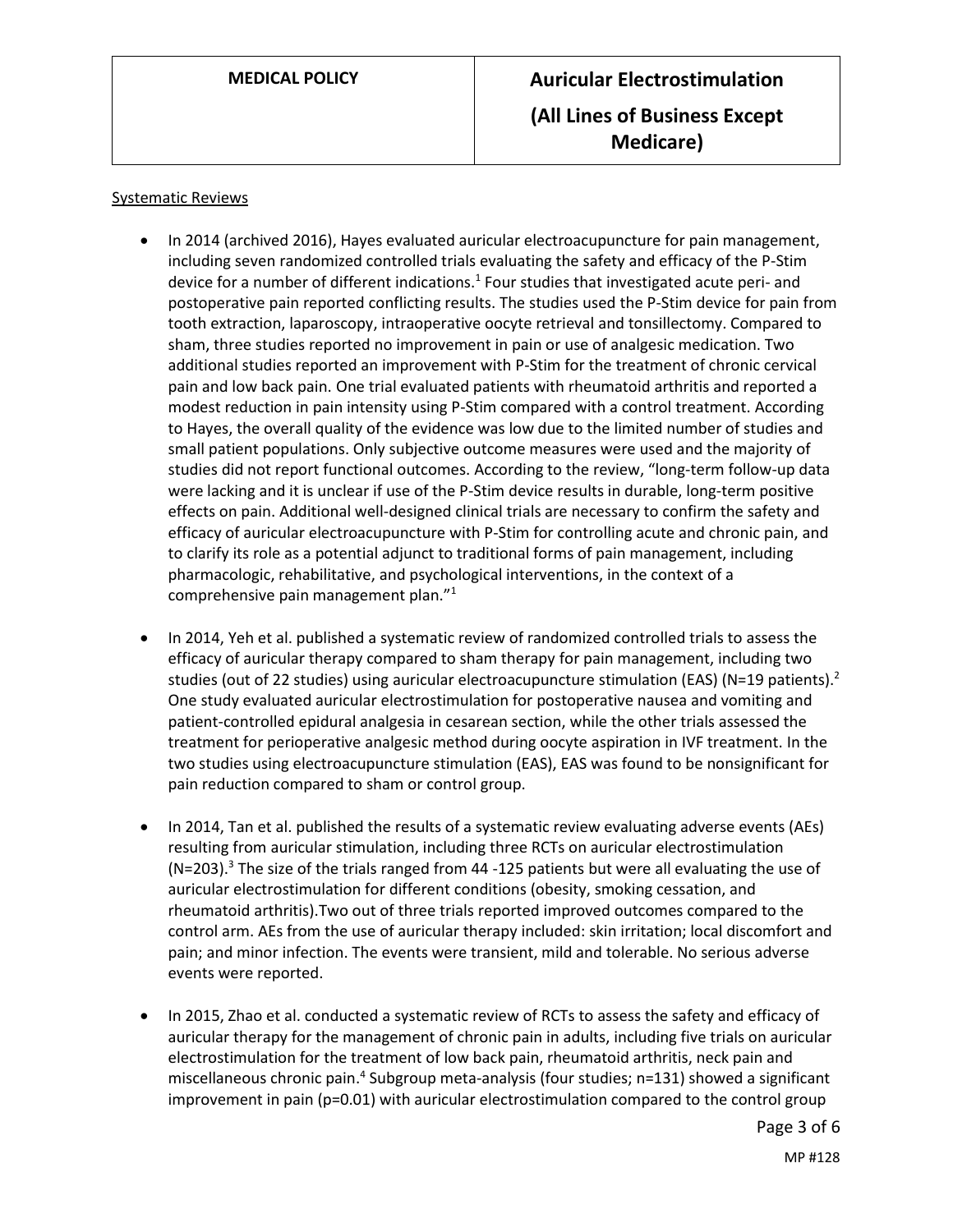Systematic Reviews

- In 2014 (archived 2016), Hayes evaluated auricular electroacupuncture for pain management, including seven randomized controlled trials evaluating the safety and efficacy of the P-Stim device for a number of different indications.[1] Four studies that investigated acute peri- and postoperative pain reported conflicting results. The studies used the P-Stim device for pain from tooth extraction, laparoscopy, intraoperative oocyte retrieval and tonsillectomy. Compared to sham, three studies reported no improvement in pain or use of analgesic medication. Two additional studies reported an improvement with P-Stim for the treatment of chronic cervical pain and low back pain. One trial evaluated patients with rheumatoid arthritis and reported a modest reduction in pain intensity using P-Stim compared with a control treatment. According to Hayes, the overall quality of the evidence was low due to the limited number of studies and small patient populations. Only subjective outcome measures were used and the majority of studies did not report functional outcomes. According to the review, "long-term follow-up data were lacking and it is unclear if use of the P-Stim device results in durable, long-term positive effects on pain. Additional well-designed clinical trials are necessary to confirm the safety and efficacy of auricular electroacupuncture with P-Stim for controlling acute and chronic pain, and to clarify its role as a potential adjunct to traditional forms of pain management, including pharmacologic, rehabilitative, and psychological interventions, in the context of a comprehensive pain management plan."[1]

- In 2014, Yeh et al. published a systematic review of randomized controlled trials to assess the efficacy of auricular therapy compared to sham therapy for pain management, including two studies (out of 22 studies) using auricular electroacupuncture stimulation (EAS) (N=19 patients).[2] One study evaluated auricular electrostimulation for postoperative nausea and vomiting and patient-controlled epidural analgesia in cesarean section, while the other trials assessed the treatment for perioperative analgesic method during oocyte aspiration in IVF treatment. In the two studies using electroacupuncture stimulation (EAS), EAS was found to be nonsignificant for pain reduction compared to sham or control group.

- In 2014, Tan et al. published the results of a systematic review evaluating adverse events (AEs) resulting from auricular stimulation, including three RCTs on auricular electrostimulation (N=203).[3] The size of the trials ranged from 44 -125 patients but were all evaluating the use of auricular electrostimulation for different conditions (obesity, smoking cessation, and rheumatoid arthritis).Two out of three trials reported improved outcomes compared to the control arm. AEs from the use of auricular therapy included: skin irritation; local discomfort and pain; and minor infection. The events were transient, mild and tolerable. No serious adverse events were reported.

- In 2015, Zhao et al. conducted a systematic review of RCTs to assess the safety and efficacy of auricular therapy for the management of chronic pain in adults, including five trials on auricular electrostimulation for the treatment of low back pain, rheumatoid arthritis, neck pain and miscellaneous chronic pain.[4] Subgroup meta-analysis (four studies; n=131) showed a significant improvement in pain ($p=0.01$) with auricular electrostimulation compared to the control group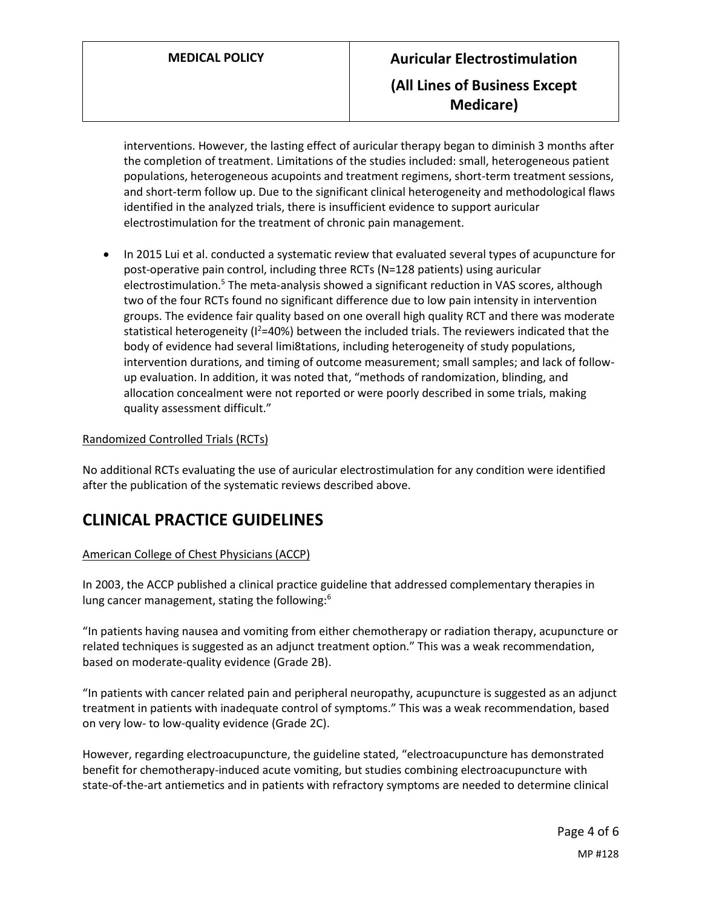interventions. However, the lasting effect of auricular therapy began to diminish 3 months after the completion of treatment. Limitations of the studies included: small, heterogeneous patient populations, heterogeneous acupoints and treatment regimens, short-term treatment sessions, and short-term follow up. Due to the significant clinical heterogeneity and methodological flaws identified in the analyzed trials, there is insufficient evidence to support auricular electrostimulation for the treatment of chronic pain management.

- In 2015 Lui et al. conducted a systematic review that evaluated several types of acupuncture for post-operative pain control, including three RCTs (N=128 patients) using auricular electrostimulation.[5] The meta-analysis showed a significant reduction in VAS scores, although two of the four RCTs found no significant difference due to low pain intensity in intervention groups. The evidence fair quality based on one overall high quality RCT and there was moderate statistical heterogeneity ($I^2$=40%) between the included trials. The reviewers indicated that the body of evidence had several limi8tations, including heterogeneity of study populations, intervention durations, and timing of outcome measurement; small samples; and lack of follow-up evaluation. In addition, it was noted that, "methods of randomization, blinding, and allocation concealment were not reported or were poorly described in some trials, making quality assessment difficult."

Randomized Controlled Trials (RCTs)

No additional RCTs evaluating the use of auricular electrostimulation for any condition were identified after the publication of the systematic reviews described above.

# CLINICAL PRACTICE GUIDELINES

American College of Chest Physicians (ACCP)

In 2003, the ACCP published a clinical practice guideline that addressed complementary therapies in lung cancer management, stating the following:[6]

"In patients having nausea and vomiting from either chemotherapy or radiation therapy, acupuncture or related techniques is suggested as an adjunct treatment option." This was a weak recommendation, based on moderate-quality evidence (Grade 2B).

"In patients with cancer related pain and peripheral neuropathy, acupuncture is suggested as an adjunct treatment in patients with inadequate control of symptoms." This was a weak recommendation, based on very low- to low-quality evidence (Grade 2C).

However, regarding electroacupuncture, the guideline stated, "electroacupuncture has demonstrated benefit for chemotherapy-induced acute vomiting, but studies combining electroacupuncture with state-of-the-art antiemetics and in patients with refractory symptoms are needed to determine clinical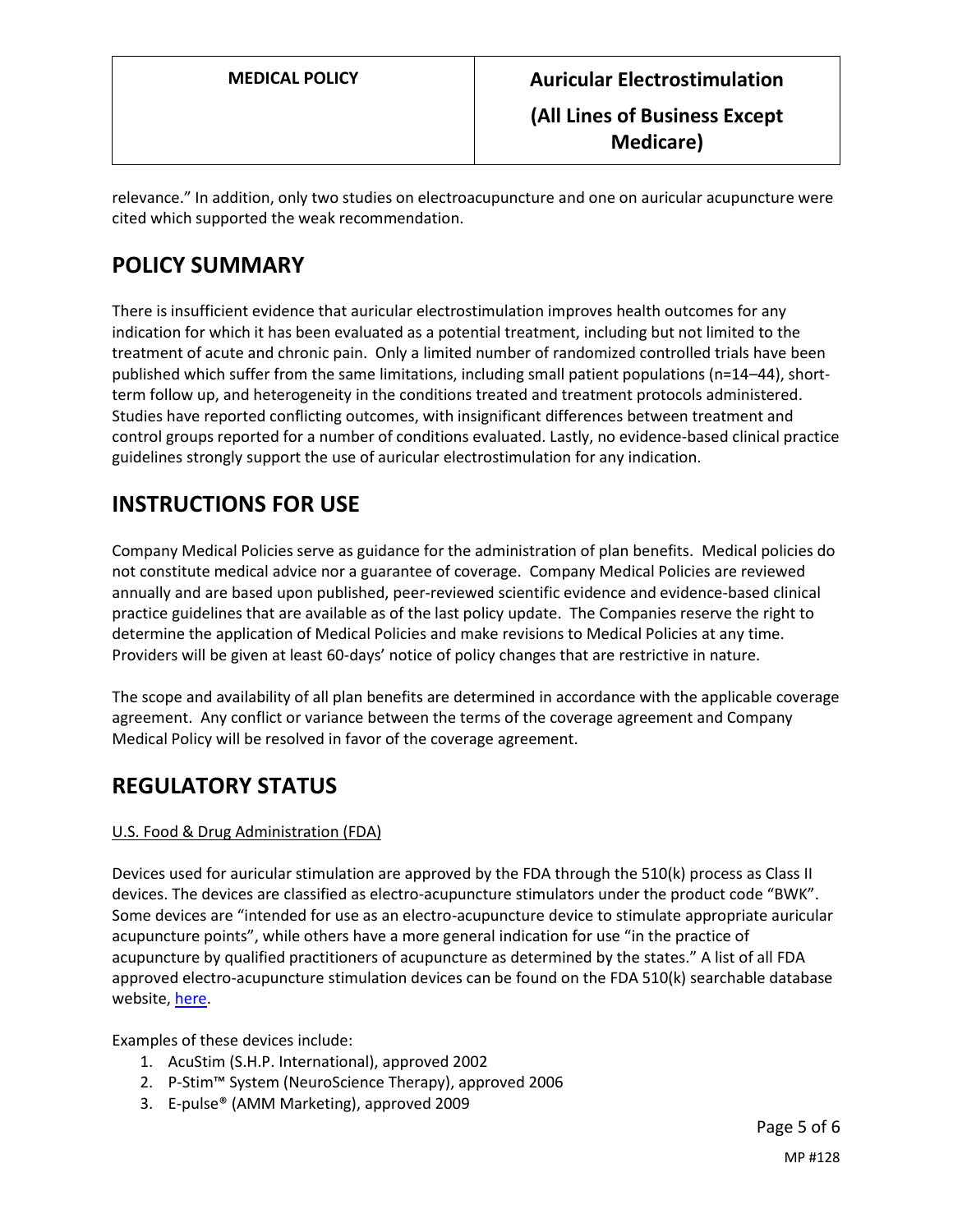relevance." In addition, only two studies on electroacupuncture and one on auricular acupuncture were cited which supported the weak recommendation.

# POLICY SUMMARY

There is insufficient evidence that auricular electrostimulation improves health outcomes for any indication for which it has been evaluated as a potential treatment, including but not limited to the treatment of acute and chronic pain. Only a limited number of randomized controlled trials have been published which suffer from the same limitations, including small patient populations (n=14–44), short-term follow up, and heterogeneity in the conditions treated and treatment protocols administered. Studies have reported conflicting outcomes, with insignificant differences between treatment and control groups reported for a number of conditions evaluated. Lastly, no evidence-based clinical practice guidelines strongly support the use of auricular electrostimulation for any indication.

# INSTRUCTIONS FOR USE

Company Medical Policies serve as guidance for the administration of plan benefits. Medical policies do not constitute medical advice nor a guarantee of coverage. Company Medical Policies are reviewed annually and are based upon published, peer-reviewed scientific evidence and evidence-based clinical practice guidelines that are available as of the last policy update. The Companies reserve the right to determine the application of Medical Policies and make revisions to Medical Policies at any time. Providers will be given at least 60-days' notice of policy changes that are restrictive in nature.

The scope and availability of all plan benefits are determined in accordance with the applicable coverage agreement. Any conflict or variance between the terms of the coverage agreement and Company Medical Policy will be resolved in favor of the coverage agreement.

# REGULATORY STATUS

U.S. Food & Drug Administration (FDA)

Devices used for auricular stimulation are approved by the FDA through the 510(k) process as Class II devices. The devices are classified as electro-acupuncture stimulators under the product code "BWK". Some devices are "intended for use as an electro-acupuncture device to stimulate appropriate auricular acupuncture points", while others have a more general indication for use "in the practice of acupuncture by qualified practitioners of acupuncture as determined by the states." A list of all FDA approved electro-acupuncture stimulation devices can be found on the FDA 510(k) searchable database website, here.

Examples of these devices include:

1. AcuStim (S.H.P. International), approved 2002
2. P-Stim™ System (NeuroScience Therapy), approved 2006
3. E-pulse® (AMM Marketing), approved 2009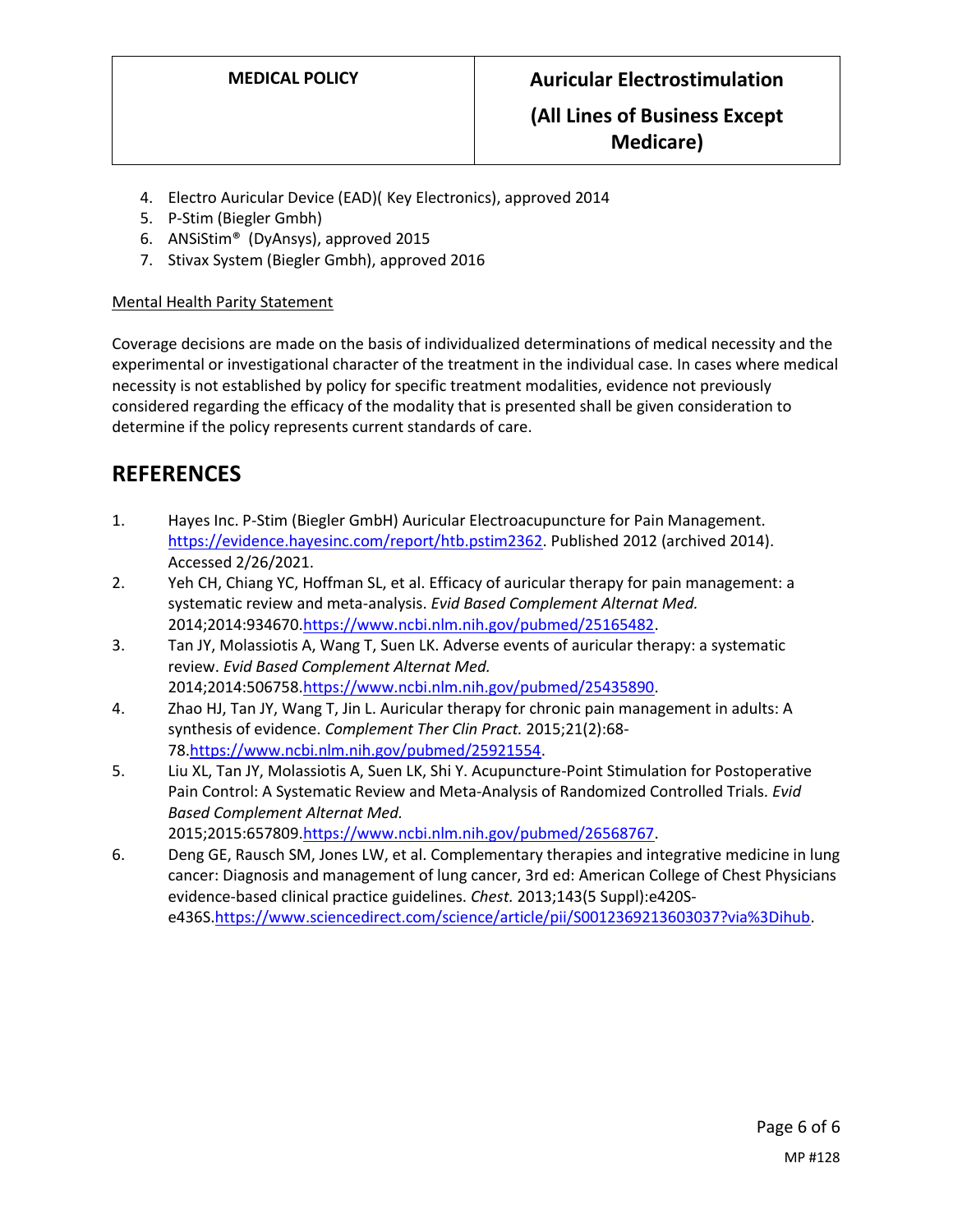4. Electro Auricular Device (EAD)( Key Electronics), approved 2014
5. P-Stim (Biegler Gmbh)
6. ANSiStim® (DyAnsys), approved 2015
7. Stivax System (Biegler Gmbh), approved 2016

Mental Health Parity Statement

Coverage decisions are made on the basis of individualized determinations of medical necessity and the experimental or investigational character of the treatment in the individual case. In cases where medical necessity is not established by policy for specific treatment modalities, evidence not previously considered regarding the efficacy of the modality that is presented shall be given consideration to determine if the policy represents current standards of care.

## REFERENCES

1. Hayes Inc. P-Stim (Biegler GmbH) Auricular Electroacupuncture for Pain Management. https://evidence.hayesinc.com/report/htb.pstim2362. Published 2012 (archived 2014). Accessed 2/26/2021.
2. Yeh CH, Chiang YC, Hoffman SL, et al. Efficacy of auricular therapy for pain management: a systematic review and meta-analysis. *Evid Based Complement Alternat Med.* 2014;2014:934670.https://www.ncbi.nlm.nih.gov/pubmed/25165482.
3. Tan JY, Molassiotis A, Wang T, Suen LK. Adverse events of auricular therapy: a systematic review. *Evid Based Complement Alternat Med.* 2014;2014:506758.https://www.ncbi.nlm.nih.gov/pubmed/25435890.
4. Zhao HJ, Tan JY, Wang T, Jin L. Auricular therapy for chronic pain management in adults: A synthesis of evidence. *Complement Ther Clin Pract.* 2015;21(2):68-78.https://www.ncbi.nlm.nih.gov/pubmed/25921554.
5. Liu XL, Tan JY, Molassiotis A, Suen LK, Shi Y. Acupuncture-Point Stimulation for Postoperative Pain Control: A Systematic Review and Meta-Analysis of Randomized Controlled Trials. *Evid Based Complement Alternat Med.* 2015;2015:657809.https://www.ncbi.nlm.nih.gov/pubmed/26568767.
6. Deng GE, Rausch SM, Jones LW, et al. Complementary therapies and integrative medicine in lung cancer: Diagnosis and management of lung cancer, 3rd ed: American College of Chest Physicians evidence-based clinical practice guidelines. *Chest.* 2013;143(5 Suppl):e420S-e436S.https://www.sciencedirect.com/science/article/pii/S0012369213603037?via%3Dihub.